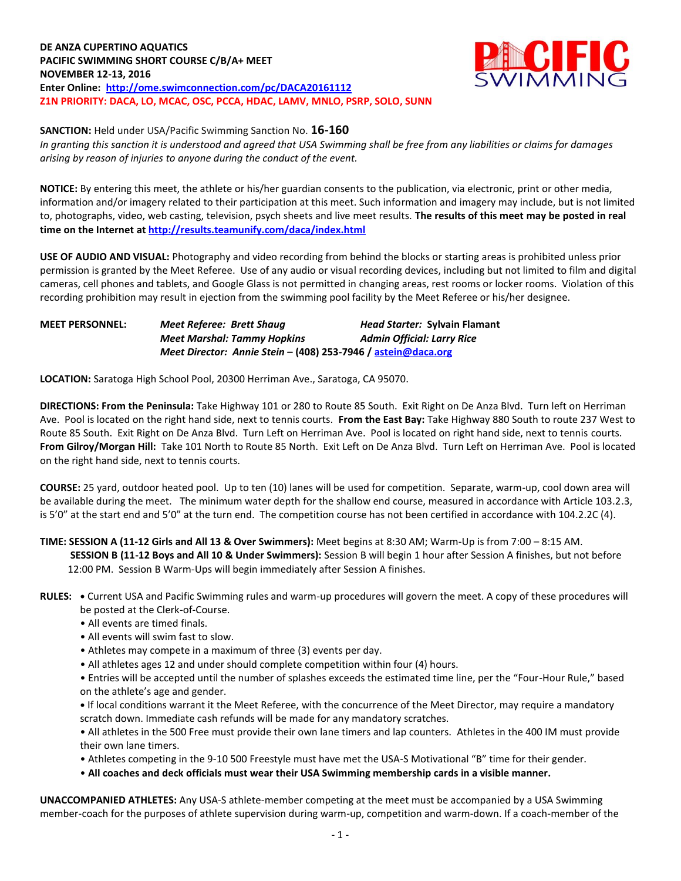**DE ANZA CUPERTINO AQUATICS**
**PACIFIC SWIMMING SHORT COURSE C/B/A+ MEET**
**NOVEMBER 12-13, 2016**
**Enter Online: [http://ome.swimconnection.com/pc/DACA20161112](http://ome.swimconnection.com/pc/DACA20161112)**
**Z1N PRIORITY: DACA, LO, MCAC, OSC, PCCA, HDAC, LAMV, MNLO, PSRP, SOLO, SUNN**

**SANCTION:** Held under USA/Pacific Swimming Sanction No. **16-160**
*In granting this sanction it is understood and agreed that USA Swimming shall be free from any liabilities or claims for damages arising by reason of injuries to anyone during the conduct of the event.*

**NOTICE:** By entering this meet, the athlete or his/her guardian consents to the publication, via electronic, print or other media, information and/or imagery related to their participation at this meet. Such information and imagery may include, but is not limited to, photographs, video, web casting, television, psych sheets and live meet results. **The results of this meet may be posted in real time on the Internet at [http://results.teamunify.com/daca/index.html](http://results.teamunify.com/daca/index.html)**

**USE OF AUDIO AND VISUAL:** Photography and video recording from behind the blocks or starting areas is prohibited unless prior permission is granted by the Meet Referee. Use of any audio or visual recording devices, including but not limited to film and digital cameras, cell phones and tablets, and Google Glass is not permitted in changing areas, rest rooms or locker rooms. Violation of this recording prohibition may result in ejection from the swimming pool facility by the Meet Referee or his/her designee.

**MEET PERSONNEL:** *Meet Referee:* **Brett Shaug** *Head Starter:* **Sylvain Flamant**
*Meet Marshal: Tammy Hopkins* *Admin Official: Larry Rice*
*Meet Director:* **Annie Stein – (408) 253-7946 / [astein@daca.org](mailto:astein@daca.org)**

**LOCATION:** Saratoga High School Pool, 20300 Herriman Ave., Saratoga, CA 95070.

**DIRECTIONS: From the Peninsula:** Take Highway 101 or 280 to Route 85 South. Exit Right on De Anza Blvd. Turn left on Herriman Ave. Pool is located on the right hand side, next to tennis courts. **From the East Bay:** Take Highway 880 South to route 237 West to Route 85 South. Exit Right on De Anza Blvd. Turn Left on Herriman Ave. Pool is located on right hand side, next to tennis courts. **From Gilroy/Morgan Hill:** Take 101 North to Route 85 North. Exit Left on De Anza Blvd. Turn Left on Herriman Ave. Pool is located on the right hand side, next to tennis courts.

**COURSE:** 25 yard, outdoor heated pool. Up to ten (10) lanes will be used for competition. Separate, warm-up, cool down area will be available during the meet. The minimum water depth for the shallow end course, measured in accordance with Article 103.2.3, is 5'0" at the start end and 5'0" at the turn end. The competition course has not been certified in accordance with 104.2.2C (4).

**TIME: SESSION A (11-12 Girls and All 13 & Over Swimmers):** Meet begins at 8:30 AM; Warm-Up is from 7:00 – 8:15 AM.
**SESSION B (11-12 Boys and All 10 & Under Swimmers):** Session B will begin 1 hour after Session A finishes, but not before 12:00 PM. Session B Warm-Ups will begin immediately after Session A finishes.

**RULES:**
- Current USA and Pacific Swimming rules and warm-up procedures will govern the meet. A copy of these procedures will be posted at the Clerk-of-Course.
- All events are timed finals.
- All events will swim fast to slow.
- Athletes may compete in a maximum of three (3) events per day.
- All athletes ages 12 and under should complete competition within four (4) hours.
- Entries will be accepted until the number of splashes exceeds the estimated time line, per the "Four-Hour Rule," based on the athlete's age and gender.
- If local conditions warrant it the Meet Referee, with the concurrence of the Meet Director, may require a mandatory scratch down. Immediate cash refunds will be made for any mandatory scratches.
- All athletes in the 500 Free must provide their own lane timers and lap counters. Athletes in the 400 IM must provide their own lane timers.
- Athletes competing in the 9-10 500 Freestyle must have met the USA-S Motivational "B" time for their gender.
- **All coaches and deck officials must wear their USA Swimming membership cards in a visible manner.**

**UNACCOMPANIED ATHLETES:** Any USA-S athlete-member competing at the meet must be accompanied by a USA Swimming member-coach for the purposes of athlete supervision during warm-up, competition and warm-down. If a coach-member of the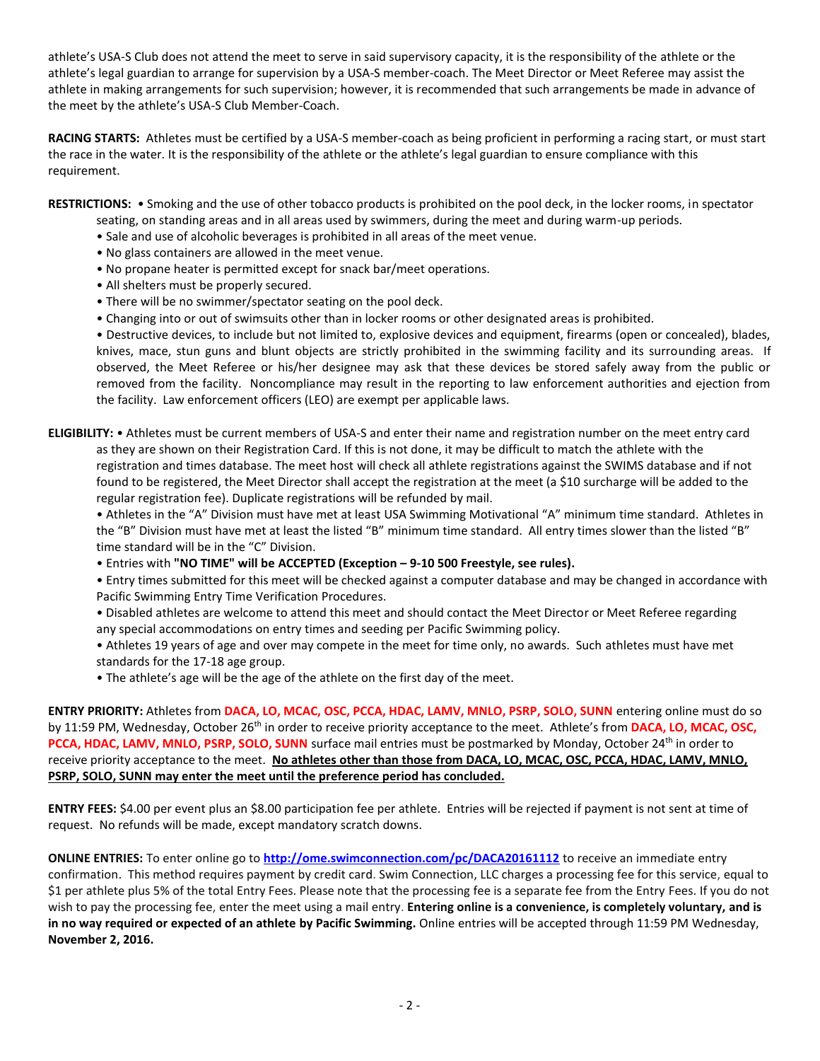athlete's USA-S Club does not attend the meet to serve in said supervisory capacity, it is the responsibility of the athlete or the athlete's legal guardian to arrange for supervision by a USA-S member-coach. The Meet Director or Meet Referee may assist the athlete in making arrangements for such supervision; however, it is recommended that such arrangements be made in advance of the meet by the athlete's USA-S Club Member-Coach.

**RACING STARTS:** Athletes must be certified by a USA-S member-coach as being proficient in performing a racing start, or must start the race in the water. It is the responsibility of the athlete or the athlete's legal guardian to ensure compliance with this requirement.

**RESTRICTIONS:** • Smoking and the use of other tobacco products is prohibited on the pool deck, in the locker rooms, in spectator seating, on standing areas and in all areas used by swimmers, during the meet and during warm-up periods.

- Sale and use of alcoholic beverages is prohibited in all areas of the meet venue.
- No glass containers are allowed in the meet venue.
- No propane heater is permitted except for snack bar/meet operations.
- All shelters must be properly secured.
- There will be no swimmer/spectator seating on the pool deck.
- Changing into or out of swimsuits other than in locker rooms or other designated areas is prohibited.
- Destructive devices, to include but not limited to, explosive devices and equipment, firearms (open or concealed), blades, knives, mace, stun guns and blunt objects are strictly prohibited in the swimming facility and its surrounding areas. If observed, the Meet Referee or his/her designee may ask that these devices be stored safely away from the public or removed from the facility. Noncompliance may result in the reporting to law enforcement authorities and ejection from the facility. Law enforcement officers (LEO) are exempt per applicable laws.

**ELIGIBILITY:** • Athletes must be current members of USA-S and enter their name and registration number on the meet entry card as they are shown on their Registration Card. If this is not done, it may be difficult to match the athlete with the registration and times database. The meet host will check all athlete registrations against the SWIMS database and if not found to be registered, the Meet Director shall accept the registration at the meet (a $10 surcharge will be added to the regular registration fee). Duplicate registrations will be refunded by mail.

- Athletes in the "A" Division must have met at least USA Swimming Motivational "A" minimum time standard. Athletes in the "B" Division must have met at least the listed "B" minimum time standard. All entry times slower than the listed "B" time standard will be in the "C" Division.
- Entries with **"NO TIME" will be ACCEPTED (Exception – 9-10 500 Freestyle, see rules).**
- Entry times submitted for this meet will be checked against a computer database and may be changed in accordance with Pacific Swimming Entry Time Verification Procedures.
- Disabled athletes are welcome to attend this meet and should contact the Meet Director or Meet Referee regarding any special accommodations on entry times and seeding per Pacific Swimming policy.
- Athletes 19 years of age and over may compete in the meet for time only, no awards. Such athletes must have met standards for the 17-18 age group.
- The athlete's age will be the age of the athlete on the first day of the meet.

**ENTRY PRIORITY:** Athletes from **DACA, LO, MCAC, OSC, PCCA, HDAC, LAMV, MNLO, PSRP, SOLO, SUNN** entering online must do so by 11:59 PM, Wednesday, October 26th in order to receive priority acceptance to the meet. Athlete's from **DACA, LO, MCAC, OSC, PCCA, HDAC, LAMV, MNLO, PSRP, SOLO, SUNN** surface mail entries must be postmarked by Monday, October 24th in order to receive priority acceptance to the meet. **No athletes other than those from DACA, LO, MCAC, OSC, PCCA, HDAC, LAMV, MNLO, PSRP, SOLO, SUNN may enter the meet until the preference period has concluded.**

**ENTRY FEES:** $4.00 per event plus an $8.00 participation fee per athlete. Entries will be rejected if payment is not sent at time of request. No refunds will be made, except mandatory scratch downs.

**ONLINE ENTRIES:** To enter online go to **http://ome.swimconnection.com/pc/DACA20161112** to receive an immediate entry confirmation. This method requires payment by credit card. Swim Connection, LLC charges a processing fee for this service, equal to $1 per athlete plus 5% of the total Entry Fees. Please note that the processing fee is a separate fee from the Entry Fees. If you do not wish to pay the processing fee, enter the meet using a mail entry. **Entering online is a convenience, is completely voluntary, and is in no way required or expected of an athlete by Pacific Swimming.** Online entries will be accepted through 11:59 PM Wednesday, **November 2, 2016.**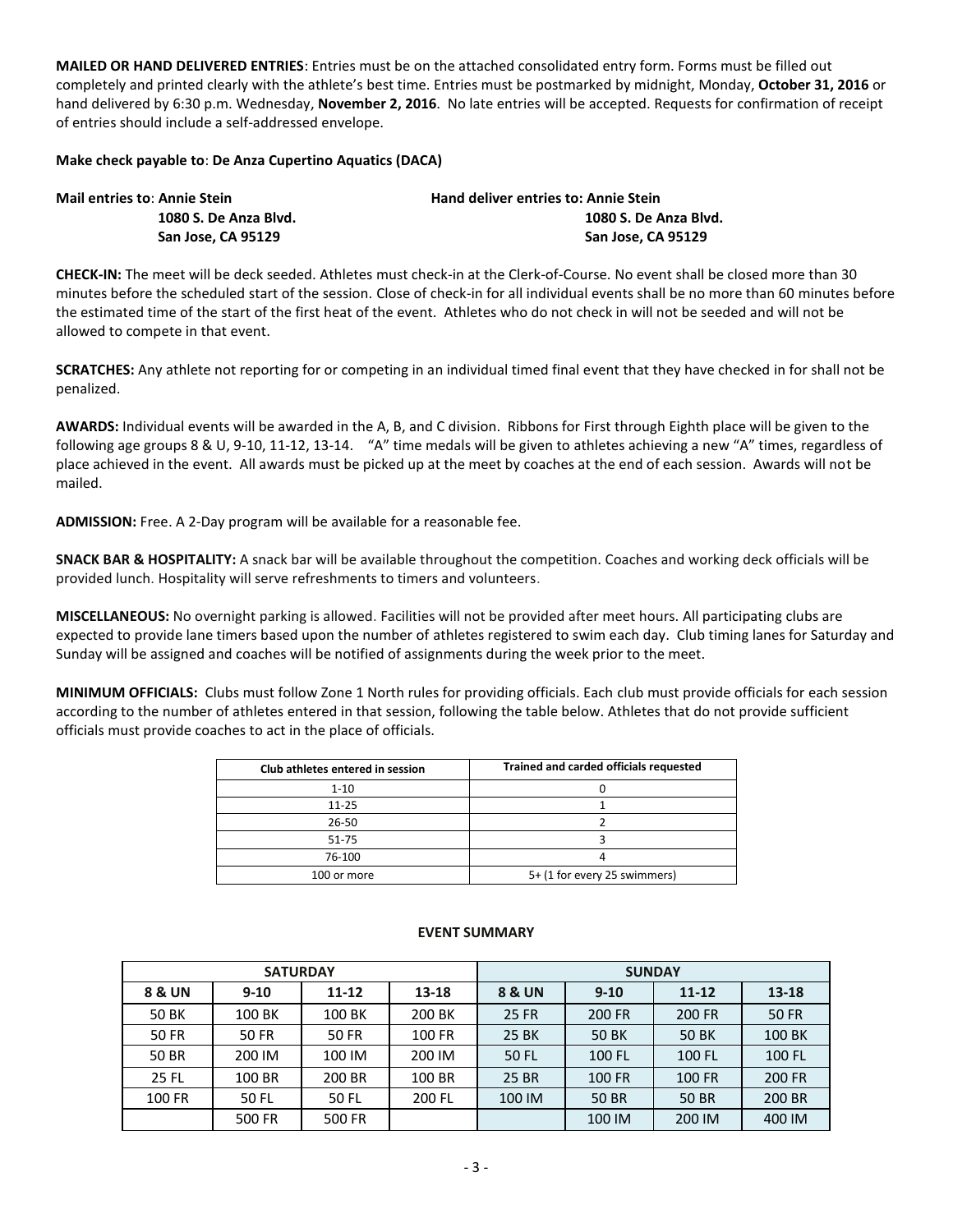**MAILED OR HAND DELIVERED ENTRIES**: Entries must be on the attached consolidated entry form. Forms must be filled out completely and printed clearly with the athlete's best time. Entries must be postmarked by midnight, Monday, **October 31, 2016** or hand delivered by 6:30 p.m. Wednesday, **November 2, 2016**. No late entries will be accepted. Requests for confirmation of receipt of entries should include a self-addressed envelope.

**Make check payable to**: **De Anza Cupertino Aquatics (DACA)**

**Mail entries to**: **Annie Stein**
**1080 S. De Anza Blvd.**
**San Jose, CA 95129**

**Hand deliver entries to: Annie Stein**
**1080 S. De Anza Blvd.**
**San Jose, CA 95129**

**CHECK-IN:** The meet will be deck seeded. Athletes must check-in at the Clerk-of-Course. No event shall be closed more than 30 minutes before the scheduled start of the session. Close of check-in for all individual events shall be no more than 60 minutes before the estimated time of the start of the first heat of the event. Athletes who do not check in will not be seeded and will not be allowed to compete in that event.

**SCRATCHES:** Any athlete not reporting for or competing in an individual timed final event that they have checked in for shall not be penalized.

**AWARDS:** Individual events will be awarded in the A, B, and C division. Ribbons for First through Eighth place will be given to the following age groups 8 & U, 9-10, 11-12, 13-14. "A" time medals will be given to athletes achieving a new "A" times, regardless of place achieved in the event. All awards must be picked up at the meet by coaches at the end of each session. Awards will not be mailed.

**ADMISSION:** Free. A 2-Day program will be available for a reasonable fee.

**SNACK BAR & HOSPITALITY:** A snack bar will be available throughout the competition. Coaches and working deck officials will be provided lunch. Hospitality will serve refreshments to timers and volunteers.

**MISCELLANEOUS:** No overnight parking is allowed. Facilities will not be provided after meet hours. All participating clubs are expected to provide lane timers based upon the number of athletes registered to swim each day. Club timing lanes for Saturday and Sunday will be assigned and coaches will be notified of assignments during the week prior to the meet.

**MINIMUM OFFICIALS:** Clubs must follow Zone 1 North rules for providing officials. Each club must provide officials for each session according to the number of athletes entered in that session, following the table below. Athletes that do not provide sufficient officials must provide coaches to act in the place of officials.

| Club athletes entered in session | Trained and carded officials requested |
|---|---|
| 1-10 | 0 |
| 11-25 | 1 |
| 26-50 | 2 |
| 51-75 | 3 |
| 76-100 | 4 |
| 100 or more | 5+ (1 for every 25 swimmers) |

## EVENT SUMMARY

| SATURDAY | | | | SUNDAY | | | |
|---|---|---|---|---|---|---|---|
| **8 & UN** | **9-10** | **11-12** | **13-18** | **8 & UN** | **9-10** | **11-12** | **13-18** |
| 50 BK | 100 BK | 100 BK | 200 BK | 25 FR | 200 FR | 200 FR | 50 FR |
| 50 FR | 50 FR | 50 FR | 100 FR | 25 BK | 50 BK | 50 BK | 100 BK |
| 50 BR | 200 IM | 100 IM | 200 IM | 50 FL | 100 FL | 100 FL | 100 FL |
| 25 FL | 100 BR | 200 BR | 100 BR | 25 BR | 100 FR | 100 FR | 200 FR |
| 100 FR | 50 FL | 50 FL | 200 FL | 100 IM | 50 BR | 50 BR | 200 BR |
| | 500 FR | 500 FR | | | 100 IM | 200 IM | 400 IM |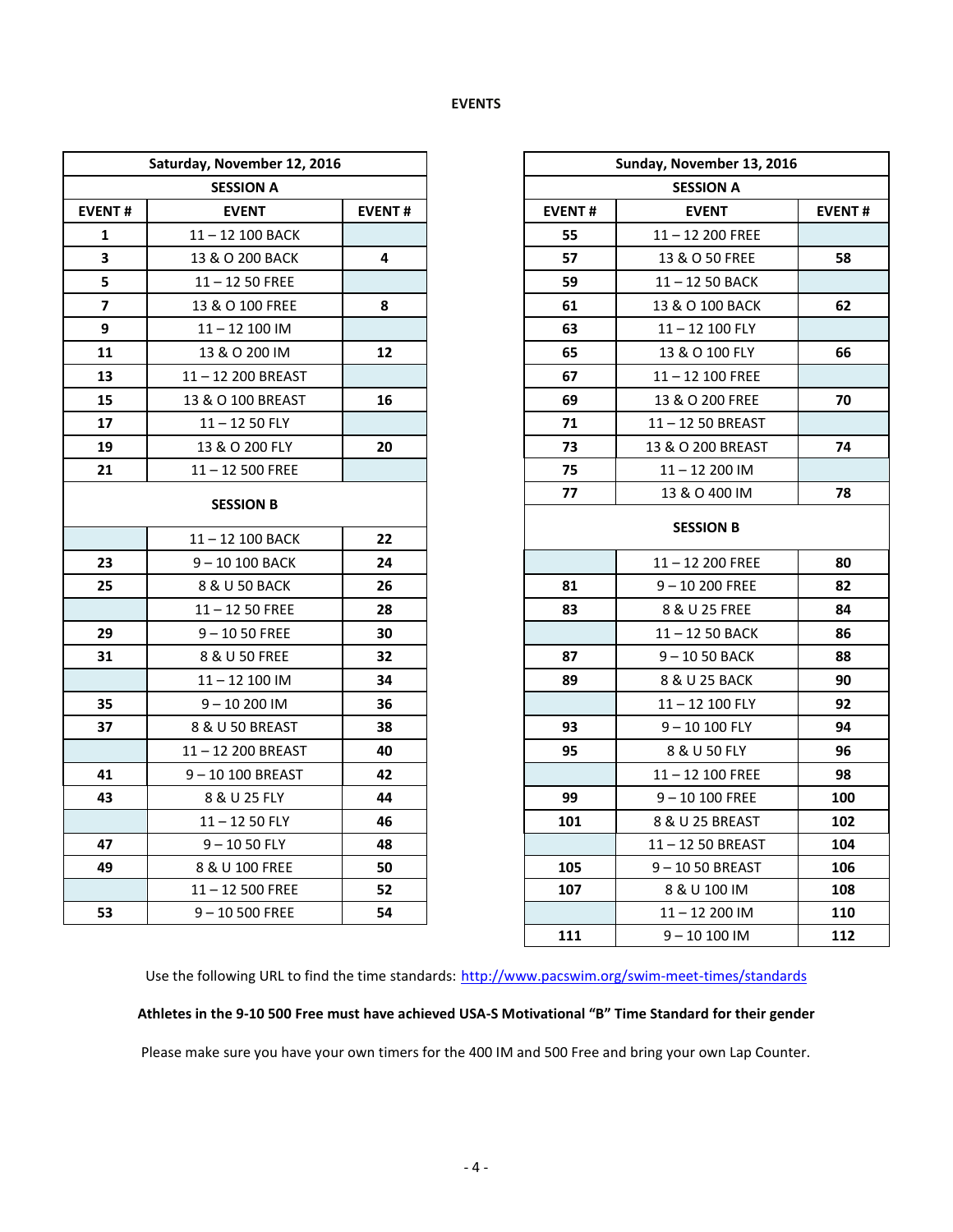## EVENTS

| Saturday, November 12, 2016 | | |
|---|---|---|
| **SESSION A** | | |
| **EVENT #** | **EVENT** | **EVENT #** |
| 1 | 11 – 12 100 BACK | |
| 3 | 13 & O 200 BACK | 4 |
| 5 | 11 – 12 50 FREE | |
| 7 | 13 & O 100 FREE | 8 |
| 9 | 11 – 12 100 IM | |
| 11 | 13 & O 200 IM | 12 |
| 13 | 11 – 12 200 BREAST | |
| 15 | 13 & O 100 BREAST | 16 |
| 17 | 11 – 12 50 FLY | |
| 19 | 13 & O 200 FLY | 20 |
| 21 | 11 – 12 500 FREE | |
| **SESSION B** | | |
| | 11 – 12 100 BACK | 22 |
| 23 | 9 – 10 100 BACK | 24 |
| 25 | 8 & U 50 BACK | 26 |
| | 11 – 12 50 FREE | 28 |
| 29 | 9 – 10 50 FREE | 30 |
| 31 | 8 & U 50 FREE | 32 |
| | 11 – 12 100 IM | 34 |
| 35 | 9 – 10 200 IM | 36 |
| 37 | 8 & U 50 BREAST | 38 |
| | 11 – 12 200 BREAST | 40 |
| 41 | 9 – 10 100 BREAST | 42 |
| 43 | 8 & U 25 FLY | 44 |
| | 11 – 12 50 FLY | 46 |
| 47 | 9 – 10 50 FLY | 48 |
| 49 | 8 & U 100 FREE | 50 |
| | 11 – 12 500 FREE | 52 |
| 53 | 9 – 10 500 FREE | 54 |

| Sunday, November 13, 2016 | | |
|---|---|---|
| **SESSION A** | | |
| **EVENT #** | **EVENT** | **EVENT #** |
| 55 | 11 – 12 200 FREE | |
| 57 | 13 & O 50 FREE | 58 |
| 59 | 11 – 12 50 BACK | |
| 61 | 13 & O 100 BACK | 62 |
| 63 | 11 – 12 100 FLY | |
| 65 | 13 & O 100 FLY | 66 |
| 67 | 11 – 12 100 FREE | |
| 69 | 13 & O 200 FREE | 70 |
| 71 | 11 – 12 50 BREAST | |
| 73 | 13 & O 200 BREAST | 74 |
| 75 | 11 – 12 200 IM | |
| 77 | 13 & O 400 IM | 78 |
| **SESSION B** | | |
| | 11 – 12 200 FREE | 80 |
| 81 | 9 – 10 200 FREE | 82 |
| 83 | 8 & U 25 FREE | 84 |
| | 11 – 12 50 BACK | 86 |
| 87 | 9 – 10 50 BACK | 88 |
| 89 | 8 & U 25 BACK | 90 |
| | 11 – 12 100 FLY | 92 |
| 93 | 9 – 10 100 FLY | 94 |
| 95 | 8 & U 50 FLY | 96 |
| | 11 – 12 100 FREE | 98 |
| 99 | 9 – 10 100 FREE | 100 |
| 101 | 8 & U 25 BREAST | 102 |
| | 11 – 12 50 BREAST | 104 |
| 105 | 9 – 10 50 BREAST | 106 |
| 107 | 8 & U 100 IM | 108 |
| | 11 – 12 200 IM | 110 |
| 111 | 9 – 10 100 IM | 112 |

Use the following URL to find the time standards: http://www.pacswim.org/swim-meet-times/standards

**Athletes in the 9-10 500 Free must have achieved USA-S Motivational "B" Time Standard for their gender**

Please make sure you have your own timers for the 400 IM and 500 Free and bring your own Lap Counter.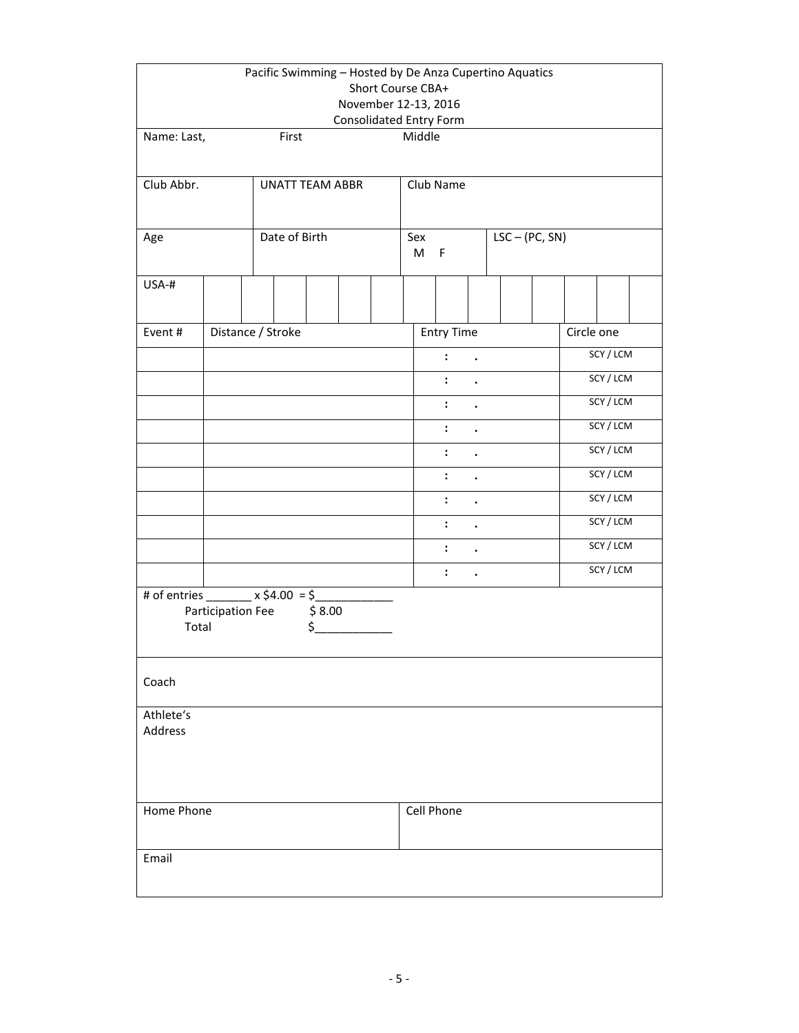Pacific Swimming – Hosted by De Anza Cupertino Aquatics
Short Course CBA+
November 12-13, 2016
Consolidated Entry Form

| Name: Last, | First | Middle |
|---|---|---|
| | | |

| Club Abbr. | UNATT TEAM ABBR | Club Name |
|---|---|---|
| | | |

| Age | Date of Birth | Sex M F | LSC – (PC, SN) |
|---|---|---|---|
| | | | |

| USA-# | | | | | | | | | | | | | | |
|---|---|---|---|---|---|---|---|---|---|---|---|---|---|---|
| | | | | | | | | | | | | | | |

| Event # | Distance / Stroke | Entry Time | Circle one |
|---|---|---|---|
| | | : . | SCY / LCM |
| | | : . | SCY / LCM |
| | | : . | SCY / LCM |
| | | : . | SCY / LCM |
| | | : . | SCY / LCM |
| | | : . | SCY / LCM |
| | | : . | SCY / LCM |
| | | : . | SCY / LCM |
| | | : . | SCY / LCM |
| | | : . | SCY / LCM |

# of entries _______ x $4.00 = $____________
Participation Fee $ 8.00
Total $____________

Coach

Athlete's Address

| Home Phone | Cell Phone |
|---|---|
| | |

Email